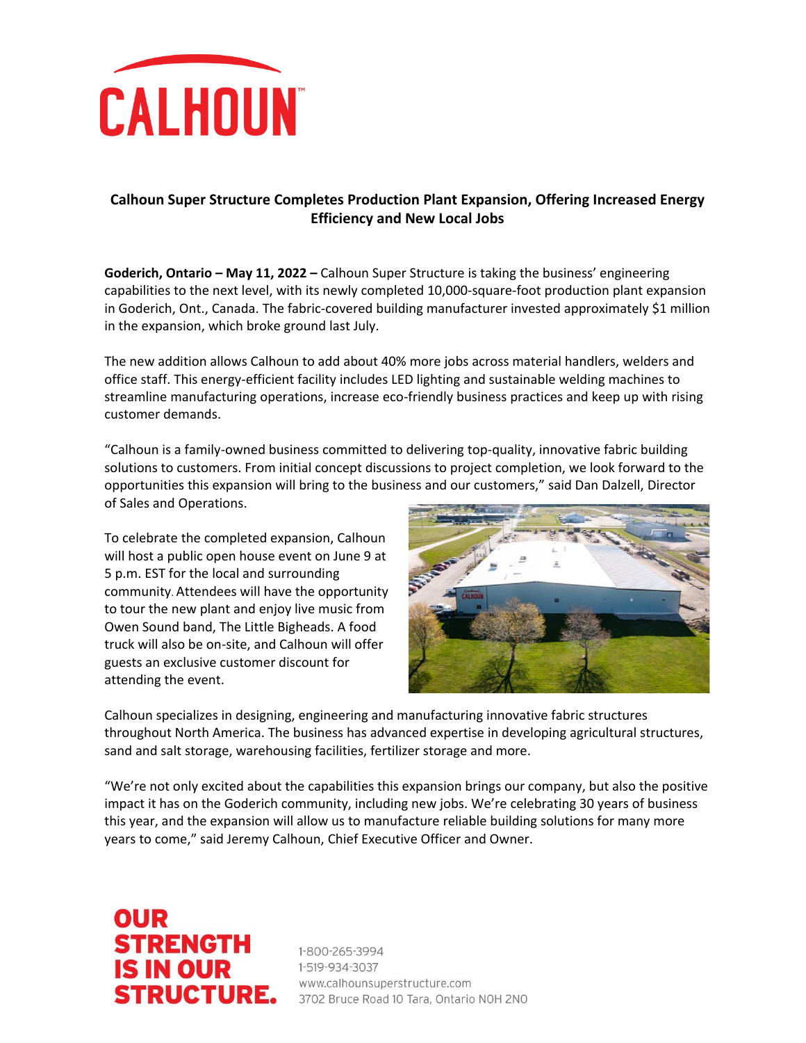# CALHOUN™

## Calhoun Super Structure Completes Production Plant Expansion, Offering Increased Energy Efficiency and New Local Jobs

**Goderich, Ontario – May 11, 2022 –** Calhoun Super Structure is taking the business' engineering capabilities to the next level, with its newly completed 10,000-square-foot production plant expansion in Goderich, Ont., Canada. The fabric-covered building manufacturer invested approximately $1 million in the expansion, which broke ground last July.

The new addition allows Calhoun to add about 40% more jobs across material handlers, welders and office staff. This energy-efficient facility includes LED lighting and sustainable welding machines to streamline manufacturing operations, increase eco-friendly business practices and keep up with rising customer demands.

"Calhoun is a family-owned business committed to delivering top-quality, innovative fabric building solutions to customers. From initial concept discussions to project completion, we look forward to the opportunities this expansion will bring to the business and our customers," said Dan Dalzell, Director of Sales and Operations.

To celebrate the completed expansion, Calhoun will host a public open house event on June 9 at 5 p.m. EST for the local and surrounding community. Attendees will have the opportunity to tour the new plant and enjoy live music from Owen Sound band, The Little Bigheads. A food truck will also be on-site, and Calhoun will offer guests an exclusive customer discount for attending the event.

Calhoun specializes in designing, engineering and manufacturing innovative fabric structures throughout North America. The business has advanced expertise in developing agricultural structures, sand and salt storage, warehousing facilities, fertilizer storage and more.

"We're not only excited about the capabilities this expansion brings our company, but also the positive impact it has on the Goderich community, including new jobs. We're celebrating 30 years of business this year, and the expansion will allow us to manufacture reliable building solutions for many more years to come," said Jeremy Calhoun, Chief Executive Officer and Owner.

**OUR STRENGTH IS IN OUR STRUCTURE.**

1-800-265-3994
1-519-934-3037
www.calhounsuperstructure.com
3702 Bruce Road 10 Tara, Ontario N0H 2N0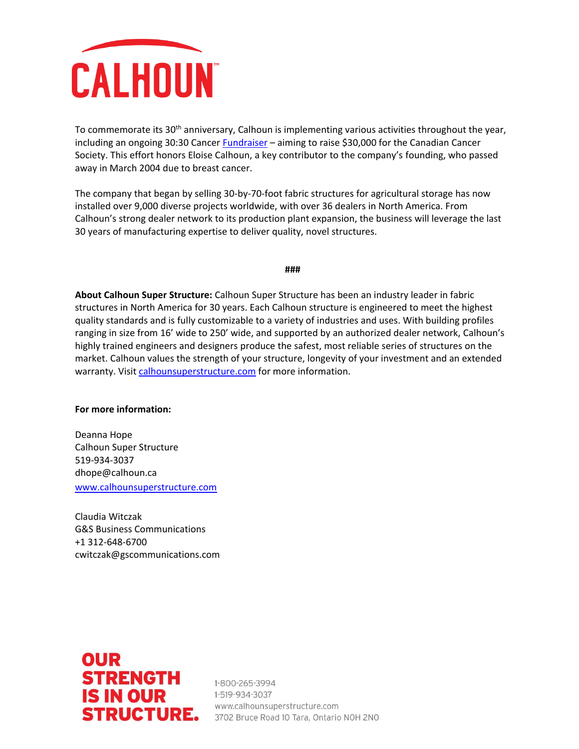CALHOUN™

To commemorate its 30th anniversary, Calhoun is implementing various activities throughout the year, including an ongoing 30:30 Cancer Fundraiser – aiming to raise $30,000 for the Canadian Cancer Society. This effort honors Eloise Calhoun, a key contributor to the company's founding, who passed away in March 2004 due to breast cancer.

The company that began by selling 30-by-70-foot fabric structures for agricultural storage has now installed over 9,000 diverse projects worldwide, with over 36 dealers in North America. From Calhoun's strong dealer network to its production plant expansion, the business will leverage the last 30 years of manufacturing expertise to deliver quality, novel structures.

###

**About Calhoun Super Structure:** Calhoun Super Structure has been an industry leader in fabric structures in North America for 30 years. Each Calhoun structure is engineered to meet the highest quality standards and is fully customizable to a variety of industries and uses. With building profiles ranging in size from 16' wide to 250' wide, and supported by an authorized dealer network, Calhoun's highly trained engineers and designers produce the safest, most reliable series of structures on the market. Calhoun values the strength of your structure, longevity of your investment and an extended warranty. Visit calhounsuperstructure.com for more information.

**For more information:**

Deanna Hope
Calhoun Super Structure
519-934-3037
dhope@calhoun.ca
www.calhounsuperstructure.com

Claudia Witczak
G&S Business Communications
+1 312-648-6700
cwitczak@gscommunications.com

**OUR STRENGTH IS IN OUR STRUCTURE.**

1-800-265-3994
1-519-934-3037
www.calhounsuperstructure.com
3702 Bruce Road 10 Tara, Ontario N0H 2N0